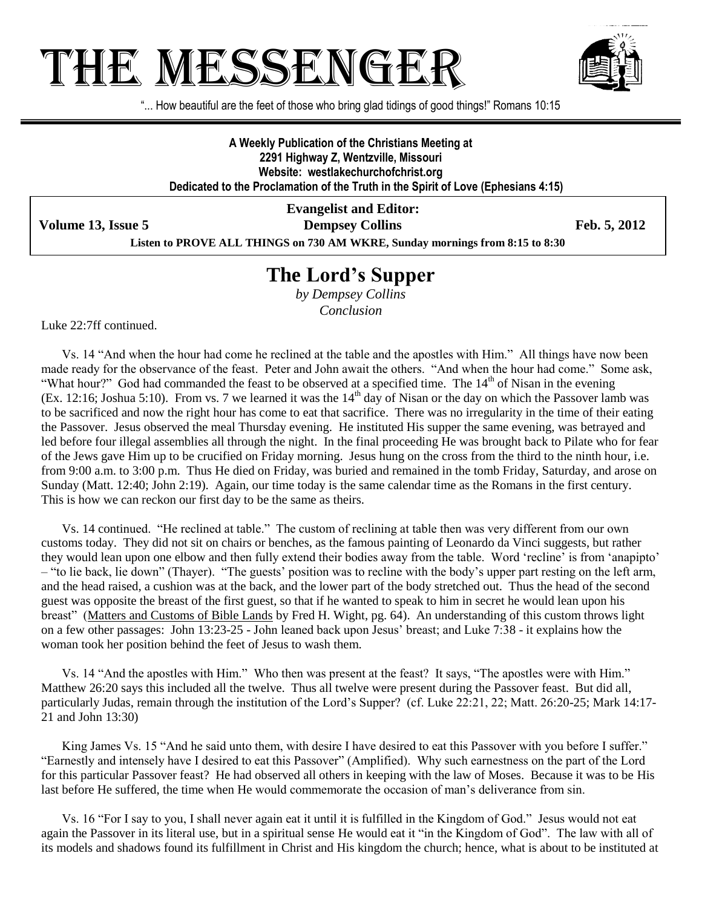# THE MESSENGER

"... How beautiful are the feet of those who bring glad tidings of good things!" Romans 10:15

**A Weekly Publication of the Christians Meeting at**
**2291 Highway Z, Wentzville, Missouri**
**Website: westlakechurchofchrist.org**
**Dedicated to the Proclamation of the Truth in the Spirit of Love (Ephesians 4:15)**

**Evangelist and Editor:**
**Dempsey Collins**

**Volume 13, Issue 5** | **Feb. 5, 2012**

**Listen to PROVE ALL THINGS on 730 AM WKRE, Sunday mornings from 8:15 to 8:30**

## The Lord's Supper

*by Dempsey Collins*
*Conclusion*

Luke 22:7ff continued.

Vs. 14 "And when the hour had come he reclined at the table and the apostles with Him." All things have now been made ready for the observance of the feast. Peter and John await the others. "And when the hour had come." Some ask, "What hour?" God had commanded the feast to be observed at a specified time. The 14th of Nisan in the evening (Ex. 12:16; Joshua 5:10). From vs. 7 we learned it was the 14th day of Nisan or the day on which the Passover lamb was to be sacrificed and now the right hour has come to eat that sacrifice. There was no irregularity in the time of their eating the Passover. Jesus observed the meal Thursday evening. He instituted His supper the same evening, was betrayed and led before four illegal assemblies all through the night. In the final proceeding He was brought back to Pilate who for fear of the Jews gave Him up to be crucified on Friday morning. Jesus hung on the cross from the third to the ninth hour, i.e. from 9:00 a.m. to 3:00 p.m. Thus He died on Friday, was buried and remained in the tomb Friday, Saturday, and arose on Sunday (Matt. 12:40; John 2:19). Again, our time today is the same calendar time as the Romans in the first century. This is how we can reckon our first day to be the same as theirs.

Vs. 14 continued. "He reclined at table." The custom of reclining at table then was very different from our own customs today. They did not sit on chairs or benches, as the famous painting of Leonardo da Vinci suggests, but rather they would lean upon one elbow and then fully extend their bodies away from the table. Word 'recline' is from 'anapipto' – "to lie back, lie down" (Thayer). "The guests' position was to recline with the body's upper part resting on the left arm, and the head raised, a cushion was at the back, and the lower part of the body stretched out. Thus the head of the second guest was opposite the breast of the first guest, so that if he wanted to speak to him in secret he would lean upon his breast" (Matters and Customs of Bible Lands by Fred H. Wight, pg. 64). An understanding of this custom throws light on a few other passages: John 13:23-25 - John leaned back upon Jesus' breast; and Luke 7:38 - it explains how the woman took her position behind the feet of Jesus to wash them.

Vs. 14 "And the apostles with Him." Who then was present at the feast? It says, "The apostles were with Him." Matthew 26:20 says this included all the twelve. Thus all twelve were present during the Passover feast. But did all, particularly Judas, remain through the institution of the Lord's Supper? (cf. Luke 22:21, 22; Matt. 26:20-25; Mark 14:17-21 and John 13:30)

King James Vs. 15 "And he said unto them, with desire I have desired to eat this Passover with you before I suffer." "Earnestly and intensely have I desired to eat this Passover" (Amplified). Why such earnestness on the part of the Lord for this particular Passover feast? He had observed all others in keeping with the law of Moses. Because it was to be His last before He suffered, the time when He would commemorate the occasion of man's deliverance from sin.

Vs. 16 "For I say to you, I shall never again eat it until it is fulfilled in the Kingdom of God." Jesus would not eat again the Passover in its literal use, but in a spiritual sense He would eat it "in the Kingdom of God". The law with all of its models and shadows found its fulfillment in Christ and His kingdom the church; hence, what is about to be instituted at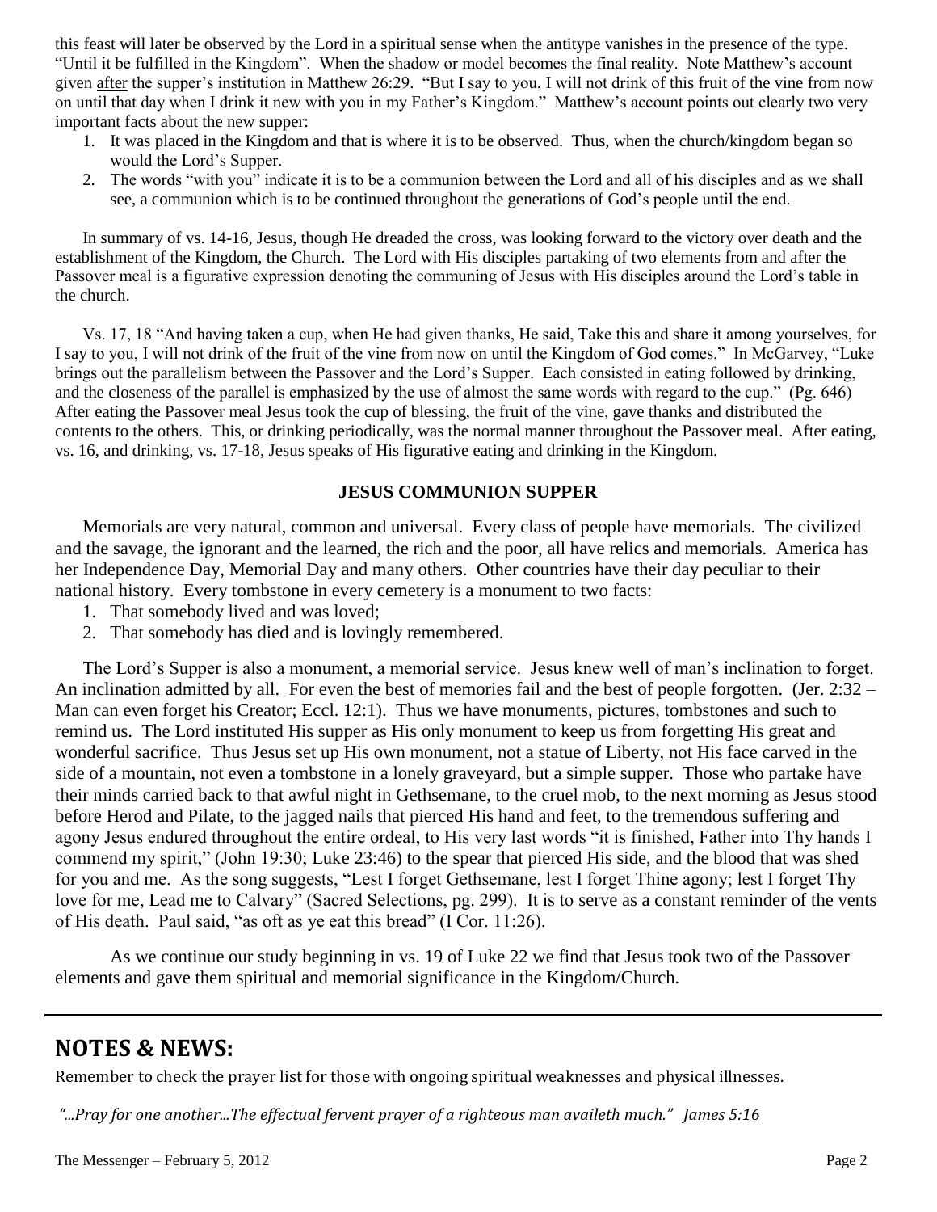this feast will later be observed by the Lord in a spiritual sense when the antitype vanishes in the presence of the type. "Until it be fulfilled in the Kingdom". When the shadow or model becomes the final reality. Note Matthew's account given after the supper's institution in Matthew 26:29. "But I say to you, I will not drink of this fruit of the vine from now on until that day when I drink it new with you in my Father's Kingdom." Matthew's account points out clearly two very important facts about the new supper:

1. It was placed in the Kingdom and that is where it is to be observed. Thus, when the church/kingdom began so would the Lord's Supper.
2. The words "with you" indicate it is to be a communion between the Lord and all of his disciples and as we shall see, a communion which is to be continued throughout the generations of God's people until the end.

In summary of vs. 14-16, Jesus, though He dreaded the cross, was looking forward to the victory over death and the establishment of the Kingdom, the Church. The Lord with His disciples partaking of two elements from and after the Passover meal is a figurative expression denoting the communing of Jesus with His disciples around the Lord's table in the church.

Vs. 17, 18 "And having taken a cup, when He had given thanks, He said, Take this and share it among yourselves, for I say to you, I will not drink of the fruit of the vine from now on until the Kingdom of God comes." In McGarvey, "Luke brings out the parallelism between the Passover and the Lord's Supper. Each consisted in eating followed by drinking, and the closeness of the parallel is emphasized by the use of almost the same words with regard to the cup." (Pg. 646) After eating the Passover meal Jesus took the cup of blessing, the fruit of the vine, gave thanks and distributed the contents to the others. This, or drinking periodically, was the normal manner throughout the Passover meal. After eating, vs. 16, and drinking, vs. 17-18, Jesus speaks of His figurative eating and drinking in the Kingdom.

**JESUS COMMUNION SUPPER**

Memorials are very natural, common and universal. Every class of people have memorials. The civilized and the savage, the ignorant and the learned, the rich and the poor, all have relics and memorials. America has her Independence Day, Memorial Day and many others. Other countries have their day peculiar to their national history. Every tombstone in every cemetery is a monument to two facts:

1. That somebody lived and was loved;
2. That somebody has died and is lovingly remembered.

The Lord's Supper is also a monument, a memorial service. Jesus knew well of man's inclination to forget. An inclination admitted by all. For even the best of memories fail and the best of people forgotten. (Jer. 2:32 – Man can even forget his Creator; Eccl. 12:1). Thus we have monuments, pictures, tombstones and such to remind us. The Lord instituted His supper as His only monument to keep us from forgetting His great and wonderful sacrifice. Thus Jesus set up His own monument, not a statue of Liberty, not His face carved in the side of a mountain, not even a tombstone in a lonely graveyard, but a simple supper. Those who partake have their minds carried back to that awful night in Gethsemane, to the cruel mob, to the next morning as Jesus stood before Herod and Pilate, to the jagged nails that pierced His hand and feet, to the tremendous suffering and agony Jesus endured throughout the entire ordeal, to His very last words "it is finished, Father into Thy hands I commend my spirit," (John 19:30; Luke 23:46) to the spear that pierced His side, and the blood that was shed for you and me. As the song suggests, "Lest I forget Gethsemane, lest I forget Thine agony; lest I forget Thy love for me, Lead me to Calvary" (Sacred Selections, pg. 299). It is to serve as a constant reminder of the vents of His death. Paul said, "as oft as ye eat this bread" (I Cor. 11:26).

As we continue our study beginning in vs. 19 of Luke 22 we find that Jesus took two of the Passover elements and gave them spiritual and memorial significance in the Kingdom/Church.

## NOTES & NEWS:

Remember to check the prayer list for those with ongoing spiritual weaknesses and physical illnesses.

*"...Pray for one another...The effectual fervent prayer of a righteous man availeth much." James 5:16*